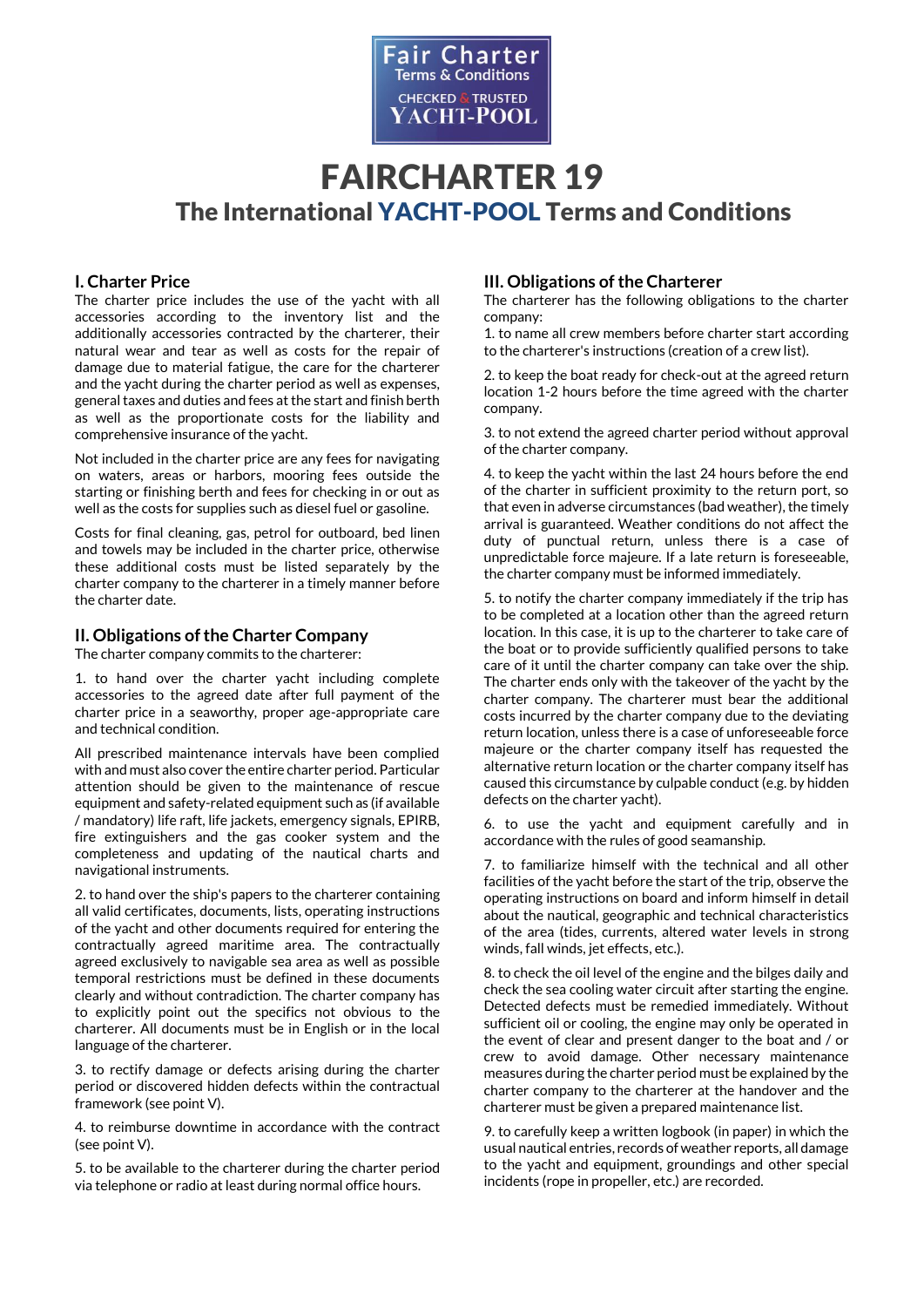Fair Charter
Terms & Conditions
CHECKED & TRUSTED
YACHT-POOL

# FAIRCHARTER 19

## The International YACHT-POOL Terms and Conditions

### I. Charter Price

The charter price includes the use of the yacht with all accessories according to the inventory list and the additionally accessories contracted by the charterer, their natural wear and tear as well as costs for the repair of damage due to material fatigue, the care for the charterer and the yacht during the charter period as well as expenses, general taxes and duties and fees at the start and finish berth as well as the proportionate costs for the liability and comprehensive insurance of the yacht.

Not included in the charter price are any fees for navigating on waters, areas or harbors, mooring fees outside the starting or finishing berth and fees for checking in or out as well as the costs for supplies such as diesel fuel or gasoline.

Costs for final cleaning, gas, petrol for outboard, bed linen and towels may be included in the charter price, otherwise these additional costs must be listed separately by the charter company to the charterer in a timely manner before the charter date.

### II. Obligations of the Charter Company

The charter company commits to the charterer:

1. to hand over the charter yacht including complete accessories to the agreed date after full payment of the charter price in a seaworthy, proper age-appropriate care and technical condition.

All prescribed maintenance intervals have been complied with and must also cover the entire charter period. Particular attention should be given to the maintenance of rescue equipment and safety-related equipment such as (if available / mandatory) life raft, life jackets, emergency signals, EPIRB, fire extinguishers and the gas cooker system and the completeness and updating of the nautical charts and navigational instruments.

2. to hand over the ship's papers to the charterer containing all valid certificates, documents, lists, operating instructions of the yacht and other documents required for entering the contractually agreed maritime area. The contractually agreed exclusively to navigable sea area as well as possible temporal restrictions must be defined in these documents clearly and without contradiction. The charter company has to explicitly point out the specifics not obvious to the charterer. All documents must be in English or in the local language of the charterer.

3. to rectify damage or defects arising during the charter period or discovered hidden defects within the contractual framework (see point V).

4. to reimburse downtime in accordance with the contract (see point V).

5. to be available to the charterer during the charter period via telephone or radio at least during normal office hours.

### III. Obligations of the Charterer

The charterer has the following obligations to the charter company:

1. to name all crew members before charter start according to the charterer's instructions (creation of a crew list).

2. to keep the boat ready for check-out at the agreed return location 1-2 hours before the time agreed with the charter company.

3. to not extend the agreed charter period without approval of the charter company.

4. to keep the yacht within the last 24 hours before the end of the charter in sufficient proximity to the return port, so that even in adverse circumstances (bad weather), the timely arrival is guaranteed. Weather conditions do not affect the duty of punctual return, unless there is a case of unpredictable force majeure. If a late return is foreseeable, the charter company must be informed immediately.

5. to notify the charter company immediately if the trip has to be completed at a location other than the agreed return location. In this case, it is up to the charterer to take care of the boat or to provide sufficiently qualified persons to take care of it until the charter company can take over the ship. The charter ends only with the takeover of the yacht by the charter company. The charterer must bear the additional costs incurred by the charter company due to the deviating return location, unless there is a case of unforeseeable force majeure or the charter company itself has requested the alternative return location or the charter company itself has caused this circumstance by culpable conduct (e.g. by hidden defects on the charter yacht).

6. to use the yacht and equipment carefully and in accordance with the rules of good seamanship.

7. to familiarize himself with the technical and all other facilities of the yacht before the start of the trip, observe the operating instructions on board and inform himself in detail about the nautical, geographic and technical characteristics of the area (tides, currents, altered water levels in strong winds, fall winds, jet effects, etc.).

8. to check the oil level of the engine and the bilges daily and check the sea cooling water circuit after starting the engine. Detected defects must be remedied immediately. Without sufficient oil or cooling, the engine may only be operated in the event of clear and present danger to the boat and / or crew to avoid damage. Other necessary maintenance measures during the charter period must be explained by the charter company to the charterer at the handover and the charterer must be given a prepared maintenance list.

9. to carefully keep a written logbook (in paper) in which the usual nautical entries, records of weather reports, all damage to the yacht and equipment, groundings and other special incidents (rope in propeller, etc.) are recorded.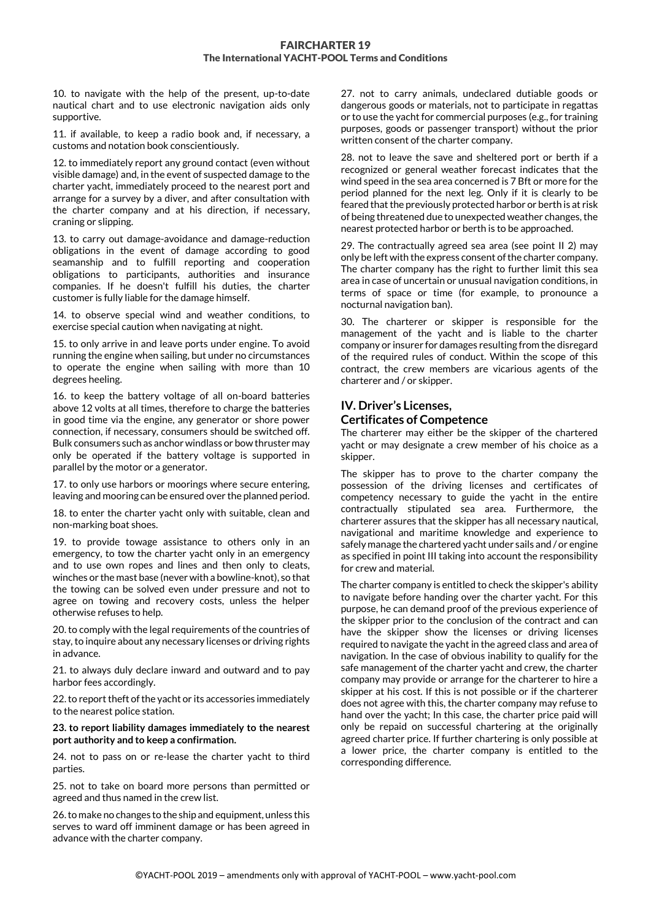10. to navigate with the help of the present, up-to-date nautical chart and to use electronic navigation aids only supportive.

11. if available, to keep a radio book and, if necessary, a customs and notation book conscientiously.

12. to immediately report any ground contact (even without visible damage) and, in the event of suspected damage to the charter yacht, immediately proceed to the nearest port and arrange for a survey by a diver, and after consultation with the charter company and at his direction, if necessary, craning or slipping.

13. to carry out damage-avoidance and damage-reduction obligations in the event of damage according to good seamanship and to fulfill reporting and cooperation obligations to participants, authorities and insurance companies. If he doesn't fulfill his duties, the charter customer is fully liable for the damage himself.

14. to observe special wind and weather conditions, to exercise special caution when navigating at night.

15. to only arrive in and leave ports under engine. To avoid running the engine when sailing, but under no circumstances to operate the engine when sailing with more than 10 degrees heeling.

16. to keep the battery voltage of all on-board batteries above 12 volts at all times, therefore to charge the batteries in good time via the engine, any generator or shore power connection, if necessary, consumers should be switched off. Bulk consumers such as anchor windlass or bow thruster may only be operated if the battery voltage is supported in parallel by the motor or a generator.

17. to only use harbors or moorings where secure entering, leaving and mooring can be ensured over the planned period.

18. to enter the charter yacht only with suitable, clean and non-marking boat shoes.

19. to provide towage assistance to others only in an emergency, to tow the charter yacht only in an emergency and to use own ropes and lines and then only to cleats, winches or the mast base (never with a bowline-knot), so that the towing can be solved even under pressure and not to agree on towing and recovery costs, unless the helper otherwise refuses to help.

20. to comply with the legal requirements of the countries of stay, to inquire about any necessary licenses or driving rights in advance.

21. to always duly declare inward and outward and to pay harbor fees accordingly.

22. to report theft of the yacht or its accessories immediately to the nearest police station.

**23. to report liability damages immediately to the nearest port authority and to keep a confirmation.**

24. not to pass on or re-lease the charter yacht to third parties.

25. not to take on board more persons than permitted or agreed and thus named in the crew list.

26. to make no changes to the ship and equipment, unless this serves to ward off imminent damage or has been agreed in advance with the charter company.

27. not to carry animals, undeclared dutiable goods or dangerous goods or materials, not to participate in regattas or to use the yacht for commercial purposes (e.g., for training purposes, goods or passenger transport) without the prior written consent of the charter company.

28. not to leave the save and sheltered port or berth if a recognized or general weather forecast indicates that the wind speed in the sea area concerned is 7 Bft or more for the period planned for the next leg. Only if it is clearly to be feared that the previously protected harbor or berth is at risk of being threatened due to unexpected weather changes, the nearest protected harbor or berth is to be approached.

29. The contractually agreed sea area (see point II 2) may only be left with the express consent of the charter company. The charter company has the right to further limit this sea area in case of uncertain or unusual navigation conditions, in terms of space or time (for example, to pronounce a nocturnal navigation ban).

30. The charterer or skipper is responsible for the management of the yacht and is liable to the charter company or insurer for damages resulting from the disregard of the required rules of conduct. Within the scope of this contract, the crew members are vicarious agents of the charterer and / or skipper.

## IV. Driver's Licenses, Certificates of Competence

The charterer may either be the skipper of the chartered yacht or may designate a crew member of his choice as a skipper.

The skipper has to prove to the charter company the possession of the driving licenses and certificates of competency necessary to guide the yacht in the entire contractually stipulated sea area. Furthermore, the charterer assures that the skipper has all necessary nautical, navigational and maritime knowledge and experience to safely manage the chartered yacht under sails and / or engine as specified in point III taking into account the responsibility for crew and material.

The charter company is entitled to check the skipper's ability to navigate before handing over the charter yacht. For this purpose, he can demand proof of the previous experience of the skipper prior to the conclusion of the contract and can have the skipper show the licenses or driving licenses required to navigate the yacht in the agreed class and area of navigation. In the case of obvious inability to qualify for the safe management of the charter yacht and crew, the charter company may provide or arrange for the charterer to hire a skipper at his cost. If this is not possible or if the charterer does not agree with this, the charter company may refuse to hand over the yacht; In this case, the charter price paid will only be repaid on successful chartering at the originally agreed charter price. If further chartering is only possible at a lower price, the charter company is entitled to the corresponding difference.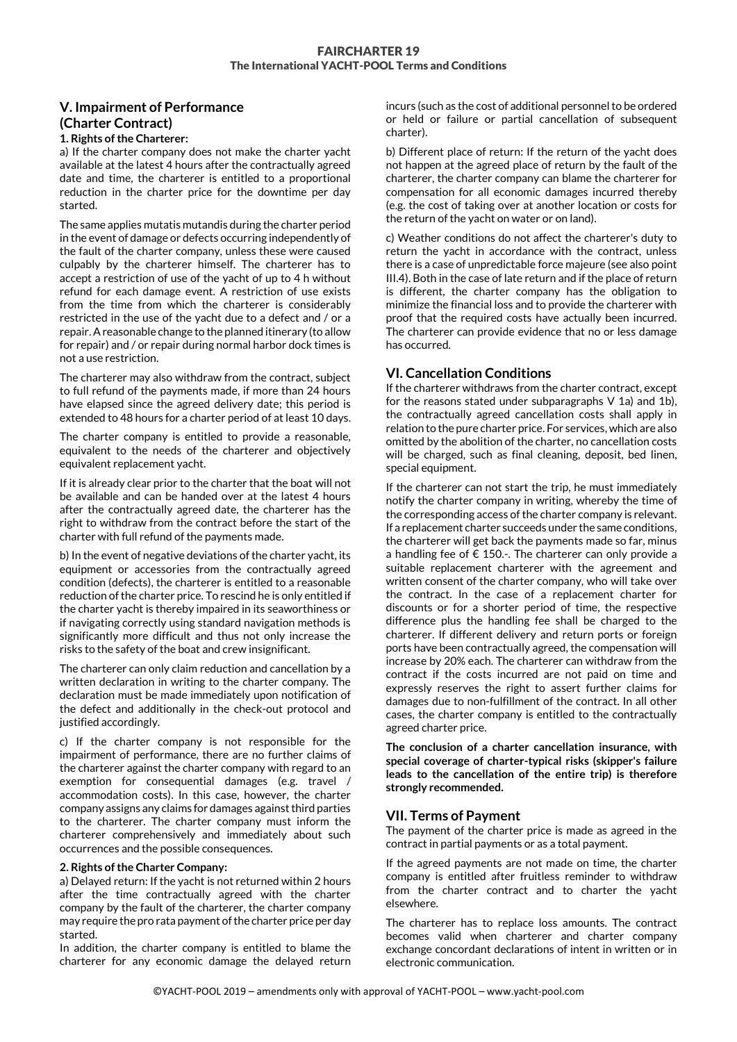## V. Impairment of Performance (Charter Contract)

**1. Rights of the Charterer:**

a) If the charter company does not make the charter yacht available at the latest 4 hours after the contractually agreed date and time, the charterer is entitled to a proportional reduction in the charter price for the downtime per day started.

The same applies mutatis mutandis during the charter period in the event of damage or defects occurring independently of the fault of the charter company, unless these were caused culpably by the charterer himself. The charterer has to accept a restriction of use of the yacht of up to 4 h without refund for each damage event. A restriction of use exists from the time from which the charterer is considerably restricted in the use of the yacht due to a defect and / or a repair. A reasonable change to the planned itinerary (to allow for repair) and / or repair during normal harbor dock times is not a use restriction.

The charterer may also withdraw from the contract, subject to full refund of the payments made, if more than 24 hours have elapsed since the agreed delivery date; this period is extended to 48 hours for a charter period of at least 10 days.

The charter company is entitled to provide a reasonable, equivalent to the needs of the charterer and objectively equivalent replacement yacht.

If it is already clear prior to the charter that the boat will not be available and can be handed over at the latest 4 hours after the contractually agreed date, the charterer has the right to withdraw from the contract before the start of the charter with full refund of the payments made.

b) In the event of negative deviations of the charter yacht, its equipment or accessories from the contractually agreed condition (defects), the charterer is entitled to a reasonable reduction of the charter price. To rescind he is only entitled if the charter yacht is thereby impaired in its seaworthiness or if navigating correctly using standard navigation methods is significantly more difficult and thus not only increase the risks to the safety of the boat and crew insignificant.

The charterer can only claim reduction and cancellation by a written declaration in writing to the charter company. The declaration must be made immediately upon notification of the defect and additionally in the check-out protocol and justified accordingly.

c) If the charter company is not responsible for the impairment of performance, there are no further claims of the charterer against the charter company with regard to an exemption for consequential damages (e.g. travel / accommodation costs). In this case, however, the charter company assigns any claims for damages against third parties to the charterer. The charter company must inform the charterer comprehensively and immediately about such occurrences and the possible consequences.

**2. Rights of the Charter Company:**

a) Delayed return: If the yacht is not returned within 2 hours after the time contractually agreed with the charter company by the fault of the charterer, the charter company may require the pro rata payment of the charter price per day started.

In addition, the charter company is entitled to blame the charterer for any economic damage the delayed return incurs (such as the cost of additional personnel to be ordered or held or failure or partial cancellation of subsequent charter).

b) Different place of return: If the return of the yacht does not happen at the agreed place of return by the fault of the charterer, the charter company can blame the charterer for compensation for all economic damages incurred thereby (e.g. the cost of taking over at another location or costs for the return of the yacht on water or on land).

c) Weather conditions do not affect the charterer's duty to return the yacht in accordance with the contract, unless there is a case of unpredictable force majeure (see also point III.4). Both in the case of late return and if the place of return is different, the charter company has the obligation to minimize the financial loss and to provide the charterer with proof that the required costs have actually been incurred. The charterer can provide evidence that no or less damage has occurred.

## VI. Cancellation Conditions

If the charterer withdraws from the charter contract, except for the reasons stated under subparagraphs V 1a) and 1b), the contractually agreed cancellation costs shall apply in relation to the pure charter price. For services, which are also omitted by the abolition of the charter, no cancellation costs will be charged, such as final cleaning, deposit, bed linen, special equipment.

If the charterer can not start the trip, he must immediately notify the charter company in writing, whereby the time of the corresponding access of the charter company is relevant. If a replacement charter succeeds under the same conditions, the charterer will get back the payments made so far, minus a handling fee of € 150.-. The charterer can only provide a suitable replacement charterer with the agreement and written consent of the charter company, who will take over the contract. In the case of a replacement charter for discounts or for a shorter period of time, the respective difference plus the handling fee shall be charged to the charterer. If different delivery and return ports or foreign ports have been contractually agreed, the compensation will increase by 20% each. The charterer can withdraw from the contract if the costs incurred are not paid on time and expressly reserves the right to assert further claims for damages due to non-fulfillment of the contract. In all other cases, the charter company is entitled to the contractually agreed charter price.

**The conclusion of a charter cancellation insurance, with special coverage of charter-typical risks (skipper's failure leads to the cancellation of the entire trip) is therefore strongly recommended.**

## VII. Terms of Payment

The payment of the charter price is made as agreed in the contract in partial payments or as a total payment.

If the agreed payments are not made on time, the charter company is entitled after fruitless reminder to withdraw from the charter contract and to charter the yacht elsewhere.

The charterer has to replace loss amounts. The contract becomes valid when charterer and charter company exchange concordant declarations of intent in written or in electronic communication.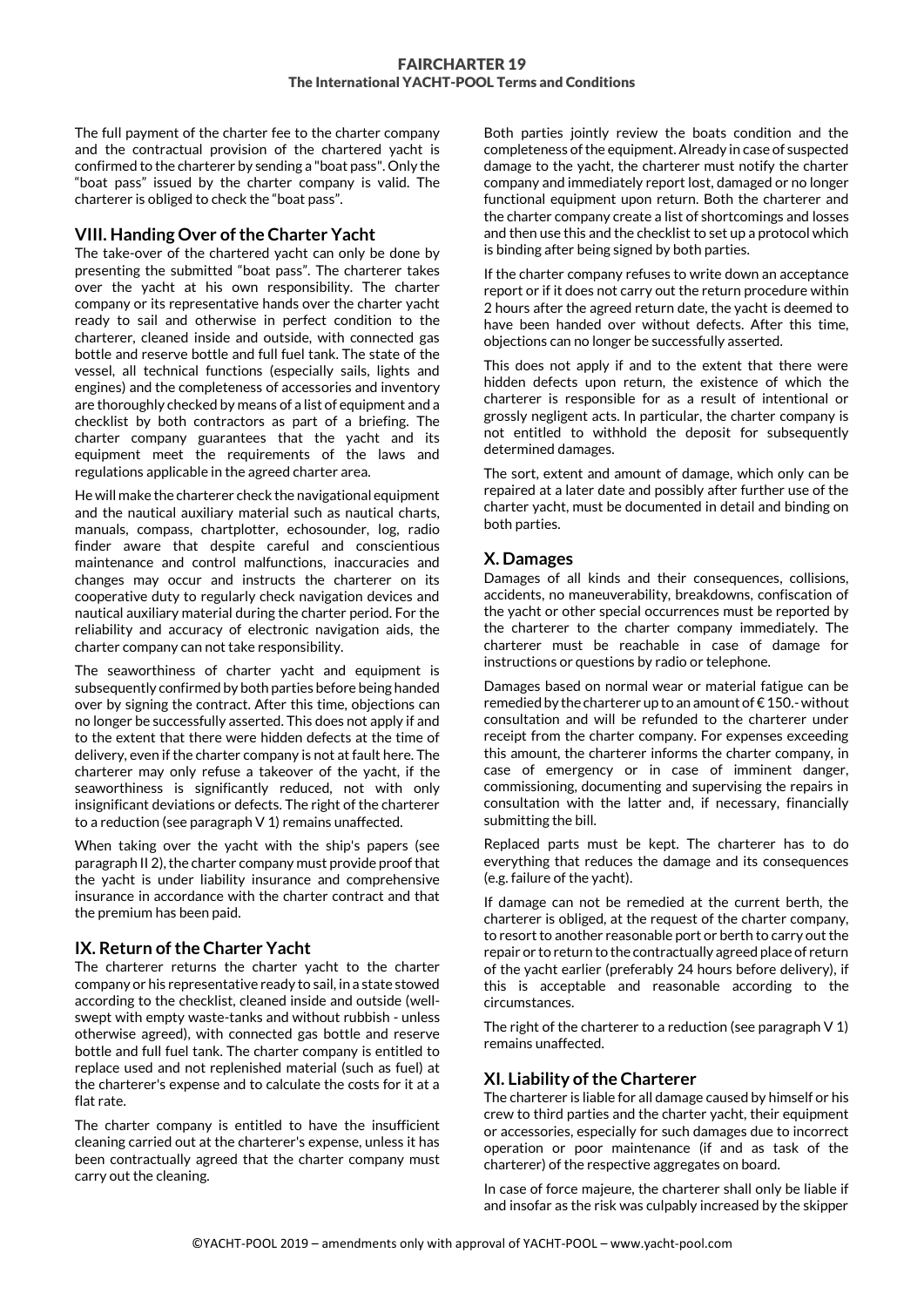The full payment of the charter fee to the charter company and the contractual provision of the chartered yacht is confirmed to the charterer by sending a "boat pass". Only the "boat pass" issued by the charter company is valid. The charterer is obliged to check the "boat pass".

## VIII. Handing Over of the Charter Yacht

The take-over of the chartered yacht can only be done by presenting the submitted "boat pass". The charterer takes over the yacht at his own responsibility. The charter company or its representative hands over the charter yacht ready to sail and otherwise in perfect condition to the charterer, cleaned inside and outside, with connected gas bottle and reserve bottle and full fuel tank. The state of the vessel, all technical functions (especially sails, lights and engines) and the completeness of accessories and inventory are thoroughly checked by means of a list of equipment and a checklist by both contractors as part of a briefing. The charter company guarantees that the yacht and its equipment meet the requirements of the laws and regulations applicable in the agreed charter area.

He will make the charterer check the navigational equipment and the nautical auxiliary material such as nautical charts, manuals, compass, chartplotter, echosounder, log, radio finder aware that despite careful and conscientious maintenance and control malfunctions, inaccuracies and changes may occur and instructs the charterer on its cooperative duty to regularly check navigation devices and nautical auxiliary material during the charter period. For the reliability and accuracy of electronic navigation aids, the charter company can not take responsibility.

The seaworthiness of charter yacht and equipment is subsequently confirmed by both parties before being handed over by signing the contract. After this time, objections can no longer be successfully asserted. This does not apply if and to the extent that there were hidden defects at the time of delivery, even if the charter company is not at fault here. The charterer may only refuse a takeover of the yacht, if the seaworthiness is significantly reduced, not with only insignificant deviations or defects. The right of the charterer to a reduction (see paragraph V 1) remains unaffected.

When taking over the yacht with the ship's papers (see paragraph II 2), the charter company must provide proof that the yacht is under liability insurance and comprehensive insurance in accordance with the charter contract and that the premium has been paid.

## IX. Return of the Charter Yacht

The charterer returns the charter yacht to the charter company or his representative ready to sail, in a state stowed according to the checklist, cleaned inside and outside (well-swept with empty waste-tanks and without rubbish - unless otherwise agreed), with connected gas bottle and reserve bottle and full fuel tank. The charter company is entitled to replace used and not replenished material (such as fuel) at the charterer's expense and to calculate the costs for it at a flat rate.

The charter company is entitled to have the insufficient cleaning carried out at the charterer's expense, unless it has been contractually agreed that the charter company must carry out the cleaning.

Both parties jointly review the boats condition and the completeness of the equipment. Already in case of suspected damage to the yacht, the charterer must notify the charter company and immediately report lost, damaged or no longer functional equipment upon return. Both the charterer and the charter company create a list of shortcomings and losses and then use this and the checklist to set up a protocol which is binding after being signed by both parties.

If the charter company refuses to write down an acceptance report or if it does not carry out the return procedure within 2 hours after the agreed return date, the yacht is deemed to have been handed over without defects. After this time, objections can no longer be successfully asserted.

This does not apply if and to the extent that there were hidden defects upon return, the existence of which the charterer is responsible for as a result of intentional or grossly negligent acts. In particular, the charter company is not entitled to withhold the deposit for subsequently determined damages.

The sort, extent and amount of damage, which only can be repaired at a later date and possibly after further use of the charter yacht, must be documented in detail and binding on both parties.

## X. Damages

Damages of all kinds and their consequences, collisions, accidents, no maneuverability, breakdowns, confiscation of the yacht or other special occurrences must be reported by the charterer to the charter company immediately. The charterer must be reachable in case of damage for instructions or questions by radio or telephone.

Damages based on normal wear or material fatigue can be remedied by the charterer up to an amount of € 150.- without consultation and will be refunded to the charterer under receipt from the charter company. For expenses exceeding this amount, the charterer informs the charter company, in case of emergency or in case of imminent danger, commissioning, documenting and supervising the repairs in consultation with the latter and, if necessary, financially submitting the bill.

Replaced parts must be kept. The charterer has to do everything that reduces the damage and its consequences (e.g. failure of the yacht).

If damage can not be remedied at the current berth, the charterer is obliged, at the request of the charter company, to resort to another reasonable port or berth to carry out the repair or to return to the contractually agreed place of return of the yacht earlier (preferably 24 hours before delivery), if this is acceptable and reasonable according to the circumstances.

The right of the charterer to a reduction (see paragraph V 1) remains unaffected.

## XI. Liability of the Charterer

The charterer is liable for all damage caused by himself or his crew to third parties and the charter yacht, their equipment or accessories, especially for such damages due to incorrect operation or poor maintenance (if and as task of the charterer) of the respective aggregates on board.

In case of force majeure, the charterer shall only be liable if and insofar as the risk was culpably increased by the skipper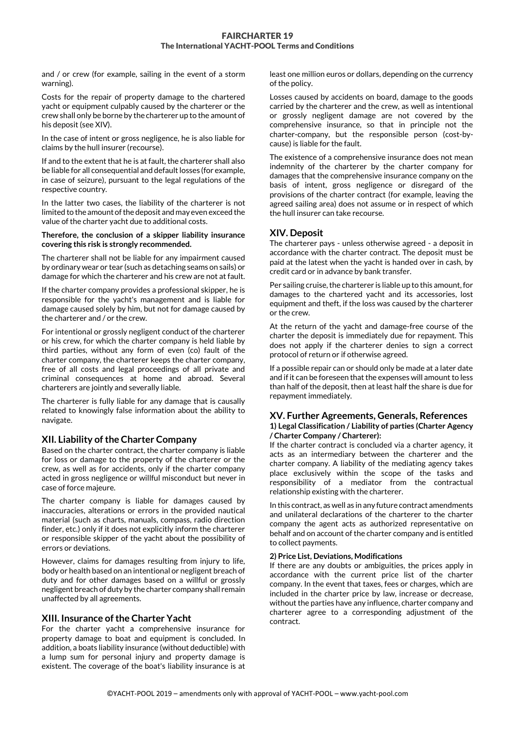and / or crew (for example, sailing in the event of a storm warning).

Costs for the repair of property damage to the chartered yacht or equipment culpably caused by the charterer or the crew shall only be borne by the charterer up to the amount of his deposit (see XIV).

In the case of intent or gross negligence, he is also liable for claims by the hull insurer (recourse).

If and to the extent that he is at fault, the charterer shall also be liable for all consequential and default losses (for example, in case of seizure), pursuant to the legal regulations of the respective country.

In the latter two cases, the liability of the charterer is not limited to the amount of the deposit and may even exceed the value of the charter yacht due to additional costs.

**Therefore, the conclusion of a skipper liability insurance covering this risk is strongly recommended.**

The charterer shall not be liable for any impairment caused by ordinary wear or tear (such as detaching seams on sails) or damage for which the charterer and his crew are not at fault.

If the charter company provides a professional skipper, he is responsible for the yacht's management and is liable for damage caused solely by him, but not for damage caused by the charterer and / or the crew.

For intentional or grossly negligent conduct of the charterer or his crew, for which the charter company is held liable by third parties, without any form of even (co) fault of the charter company, the charterer keeps the charter company, free of all costs and legal proceedings of all private and criminal consequences at home and abroad. Several charterers are jointly and severally liable.

The charterer is fully liable for any damage that is causally related to knowingly false information about the ability to navigate.

## XII. Liability of the Charter Company

Based on the charter contract, the charter company is liable for loss or damage to the property of the charterer or the crew, as well as for accidents, only if the charter company acted in gross negligence or willful misconduct but never in case of force majeure.

The charter company is liable for damages caused by inaccuracies, alterations or errors in the provided nautical material (such as charts, manuals, compass, radio direction finder, etc.) only if it does not explicitly inform the charterer or responsible skipper of the yacht about the possibility of errors or deviations.

However, claims for damages resulting from injury to life, body or health based on an intentional or negligent breach of duty and for other damages based on a willful or grossly negligent breach of duty by the charter company shall remain unaffected by all agreements.

## XIII. Insurance of the Charter Yacht

For the charter yacht a comprehensive insurance for property damage to boat and equipment is concluded. In addition, a boats liability insurance (without deductible) with a lump sum for personal injury and property damage is existent. The coverage of the boat's liability insurance is at least one million euros or dollars, depending on the currency of the policy.

Losses caused by accidents on board, damage to the goods carried by the charterer and the crew, as well as intentional or grossly negligent damage are not covered by the comprehensive insurance, so that in principle not the charter-company, but the responsible person (cost-by-cause) is liable for the fault.

The existence of a comprehensive insurance does not mean indemnity of the charterer by the charter company for damages that the comprehensive insurance company on the basis of intent, gross negligence or disregard of the provisions of the charter contract (for example, leaving the agreed sailing area) does not assume or in respect of which the hull insurer can take recourse.

## XIV. Deposit

The charterer pays - unless otherwise agreed - a deposit in accordance with the charter contract. The deposit must be paid at the latest when the yacht is handed over in cash, by credit card or in advance by bank transfer.

Per sailing cruise, the charterer is liable up to this amount, for damages to the chartered yacht and its accessories, lost equipment and theft, if the loss was caused by the charterer or the crew.

At the return of the yacht and damage-free course of the charter the deposit is immediately due for repayment. This does not apply if the charterer denies to sign a correct protocol of return or if otherwise agreed.

If a possible repair can or should only be made at a later date and if it can be foreseen that the expenses will amount to less than half of the deposit, then at least half the share is due for repayment immediately.

## XV. Further Agreements, Generals, References

**1) Legal Classification / Liability of parties (Charter Agency / Charter Company / Charterer):**

If the charter contract is concluded via a charter agency, it acts as an intermediary between the charterer and the charter company. A liability of the mediating agency takes place exclusively within the scope of the tasks and responsibility of a mediator from the contractual relationship existing with the charterer.

In this contract, as well as in any future contract amendments and unilateral declarations of the charterer to the charter company the agent acts as authorized representative on behalf and on account of the charter company and is entitled to collect payments.

**2) Price List, Deviations, Modifications**

If there are any doubts or ambiguities, the prices apply in accordance with the current price list of the charter company. In the event that taxes, fees or charges, which are included in the charter price by law, increase or decrease, without the parties have any influence, charter company and charterer agree to a corresponding adjustment of the contract.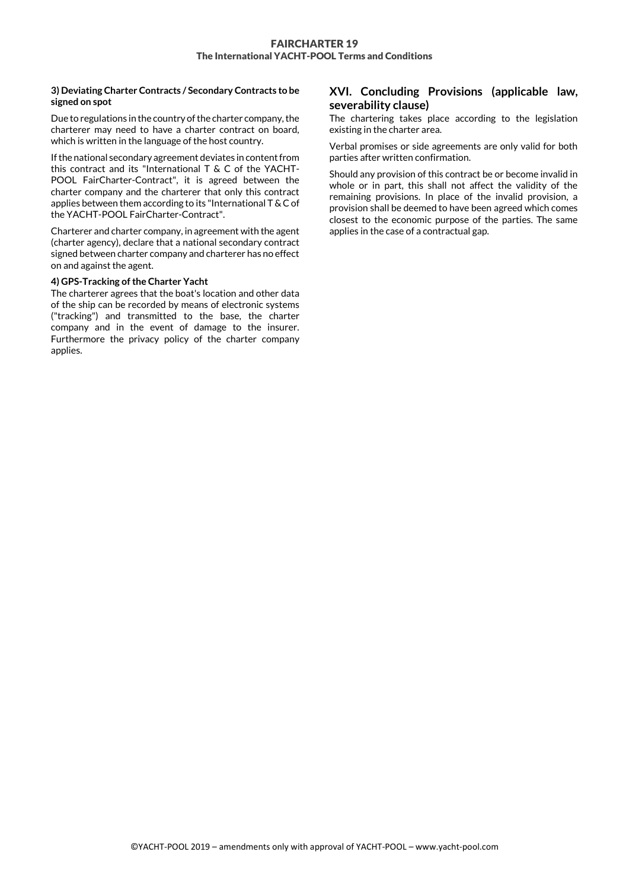**3) Deviating Charter Contracts / Secondary Contracts to be signed on spot**

Due to regulations in the country of the charter company, the charterer may need to have a charter contract on board, which is written in the language of the host country.

If the national secondary agreement deviates in content from this contract and its "International T & C of the YACHT-POOL FairCharter-Contract", it is agreed between the charter company and the charterer that only this contract applies between them according to its "International T & C of the YACHT-POOL FairCharter-Contract".

Charterer and charter company, in agreement with the agent (charter agency), declare that a national secondary contract signed between charter company and charterer has no effect on and against the agent.

**4) GPS-Tracking of the Charter Yacht**

The charterer agrees that the boat's location and other data of the ship can be recorded by means of electronic systems ("tracking") and transmitted to the base, the charter company and in the event of damage to the insurer. Furthermore the privacy policy of the charter company applies.

## XVI. Concluding Provisions (applicable law, severability clause)

The chartering takes place according to the legislation existing in the charter area.

Verbal promises or side agreements are only valid for both parties after written confirmation.

Should any provision of this contract be or become invalid in whole or in part, this shall not affect the validity of the remaining provisions. In place of the invalid provision, a provision shall be deemed to have been agreed which comes closest to the economic purpose of the parties. The same applies in the case of a contractual gap.